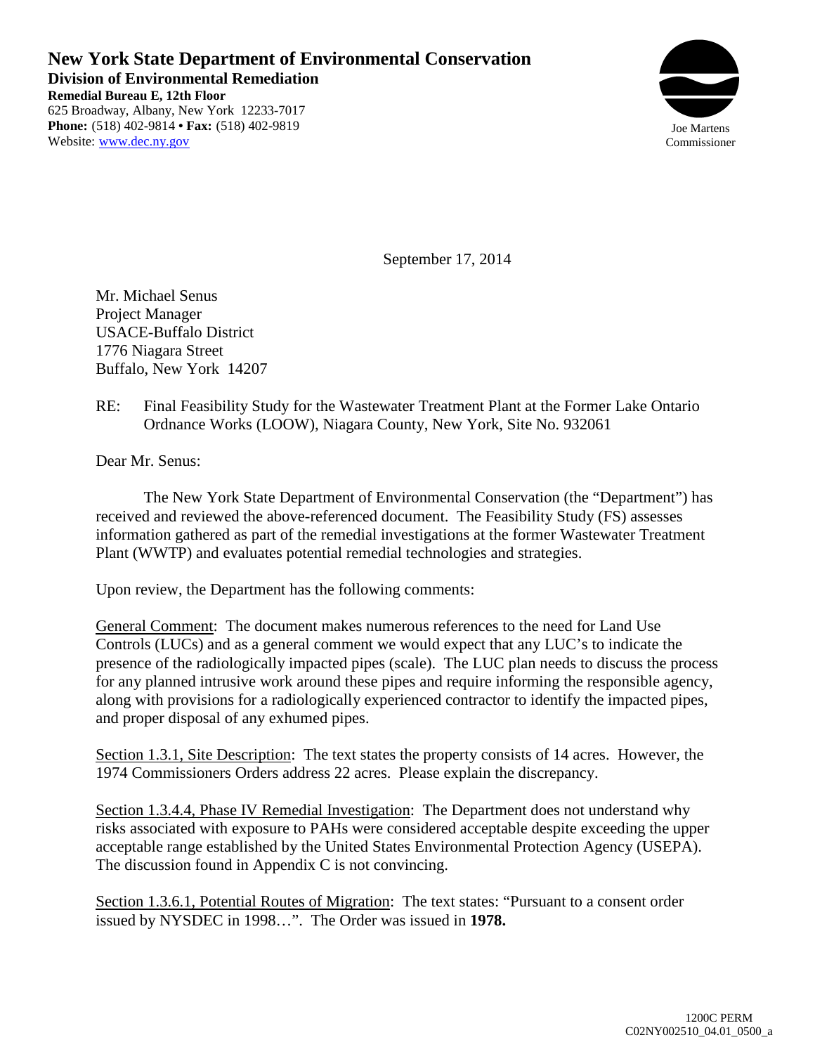**New York State Department of Environmental Conservation**
**Division of Environmental Remediation**
**Remedial Bureau E, 12th Floor**
625 Broadway, Albany, New York 12233-7017
**Phone:** (518) 402-9814 • **Fax:** (518) 402-9819
Website: www.dec.ny.gov

Joe Martens
Commissioner

September 17, 2014

Mr. Michael Senus
Project Manager
USACE-Buffalo District
1776 Niagara Street
Buffalo, New York 14207

RE: Final Feasibility Study for the Wastewater Treatment Plant at the Former Lake Ontario Ordnance Works (LOOW), Niagara County, New York, Site No. 932061

Dear Mr. Senus:

The New York State Department of Environmental Conservation (the "Department") has received and reviewed the above-referenced document. The Feasibility Study (FS) assesses information gathered as part of the remedial investigations at the former Wastewater Treatment Plant (WWTP) and evaluates potential remedial technologies and strategies.

Upon review, the Department has the following comments:

General Comment: The document makes numerous references to the need for Land Use Controls (LUCs) and as a general comment we would expect that any LUC's to indicate the presence of the radiologically impacted pipes (scale). The LUC plan needs to discuss the process for any planned intrusive work around these pipes and require informing the responsible agency, along with provisions for a radiologically experienced contractor to identify the impacted pipes, and proper disposal of any exhumed pipes.

Section 1.3.1, Site Description: The text states the property consists of 14 acres. However, the 1974 Commissioners Orders address 22 acres. Please explain the discrepancy.

Section 1.3.4.4, Phase IV Remedial Investigation: The Department does not understand why risks associated with exposure to PAHs were considered acceptable despite exceeding the upper acceptable range established by the United States Environmental Protection Agency (USEPA). The discussion found in Appendix C is not convincing.

Section 1.3.6.1, Potential Routes of Migration: The text states: "Pursuant to a consent order issued by NYSDEC in 1998…". The Order was issued in **1978.**

1200C PERM
C02NY002510_04.01_0500_a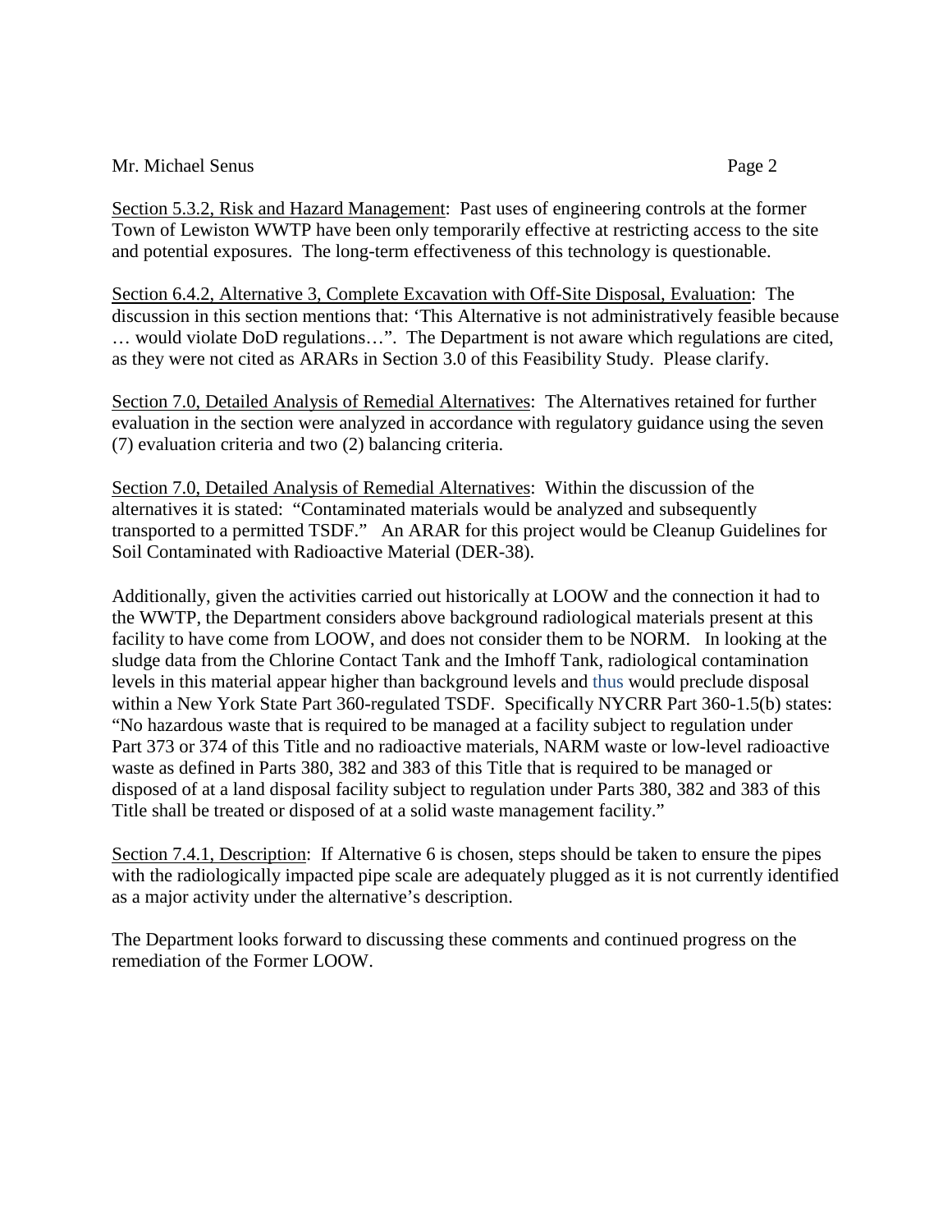Section 5.3.2, Risk and Hazard Management: Past uses of engineering controls at the former Town of Lewiston WWTP have been only temporarily effective at restricting access to the site and potential exposures. The long-term effectiveness of this technology is questionable.

Section 6.4.2, Alternative 3, Complete Excavation with Off-Site Disposal, Evaluation: The discussion in this section mentions that: 'This Alternative is not administratively feasible because … would violate DoD regulations…". The Department is not aware which regulations are cited, as they were not cited as ARARs in Section 3.0 of this Feasibility Study. Please clarify.

Section 7.0, Detailed Analysis of Remedial Alternatives: The Alternatives retained for further evaluation in the section were analyzed in accordance with regulatory guidance using the seven (7) evaluation criteria and two (2) balancing criteria.

Section 7.0, Detailed Analysis of Remedial Alternatives: Within the discussion of the alternatives it is stated: "Contaminated materials would be analyzed and subsequently transported to a permitted TSDF." An ARAR for this project would be Cleanup Guidelines for Soil Contaminated with Radioactive Material (DER-38).

Additionally, given the activities carried out historically at LOOW and the connection it had to the WWTP, the Department considers above background radiological materials present at this facility to have come from LOOW, and does not consider them to be NORM. In looking at the sludge data from the Chlorine Contact Tank and the Imhoff Tank, radiological contamination levels in this material appear higher than background levels and thus would preclude disposal within a New York State Part 360-regulated TSDF. Specifically NYCRR Part 360-1.5(b) states: "No hazardous waste that is required to be managed at a facility subject to regulation under Part 373 or 374 of this Title and no radioactive materials, NARM waste or low-level radioactive waste as defined in Parts 380, 382 and 383 of this Title that is required to be managed or disposed of at a land disposal facility subject to regulation under Parts 380, 382 and 383 of this Title shall be treated or disposed of at a solid waste management facility."

Section 7.4.1, Description: If Alternative 6 is chosen, steps should be taken to ensure the pipes with the radiologically impacted pipe scale are adequately plugged as it is not currently identified as a major activity under the alternative's description.

The Department looks forward to discussing these comments and continued progress on the remediation of the Former LOOW.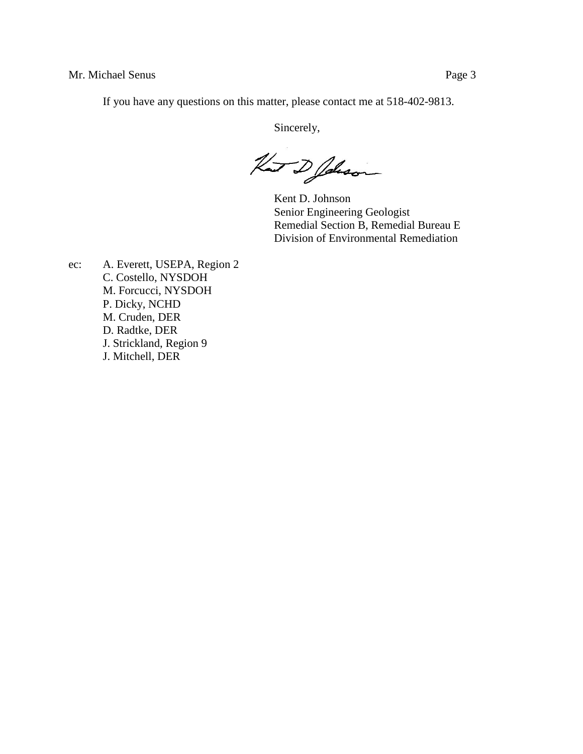If you have any questions on this matter, please contact me at 518-402-9813.

Sincerely,

Kent D. Johnson
Senior Engineering Geologist
Remedial Section B, Remedial Bureau E
Division of Environmental Remediation

ec: A. Everett, USEPA, Region 2
C. Costello, NYSDOH
M. Forcucci, NYSDOH
P. Dicky, NCHD
M. Cruden, DER
D. Radtke, DER
J. Strickland, Region 9
J. Mitchell, DER